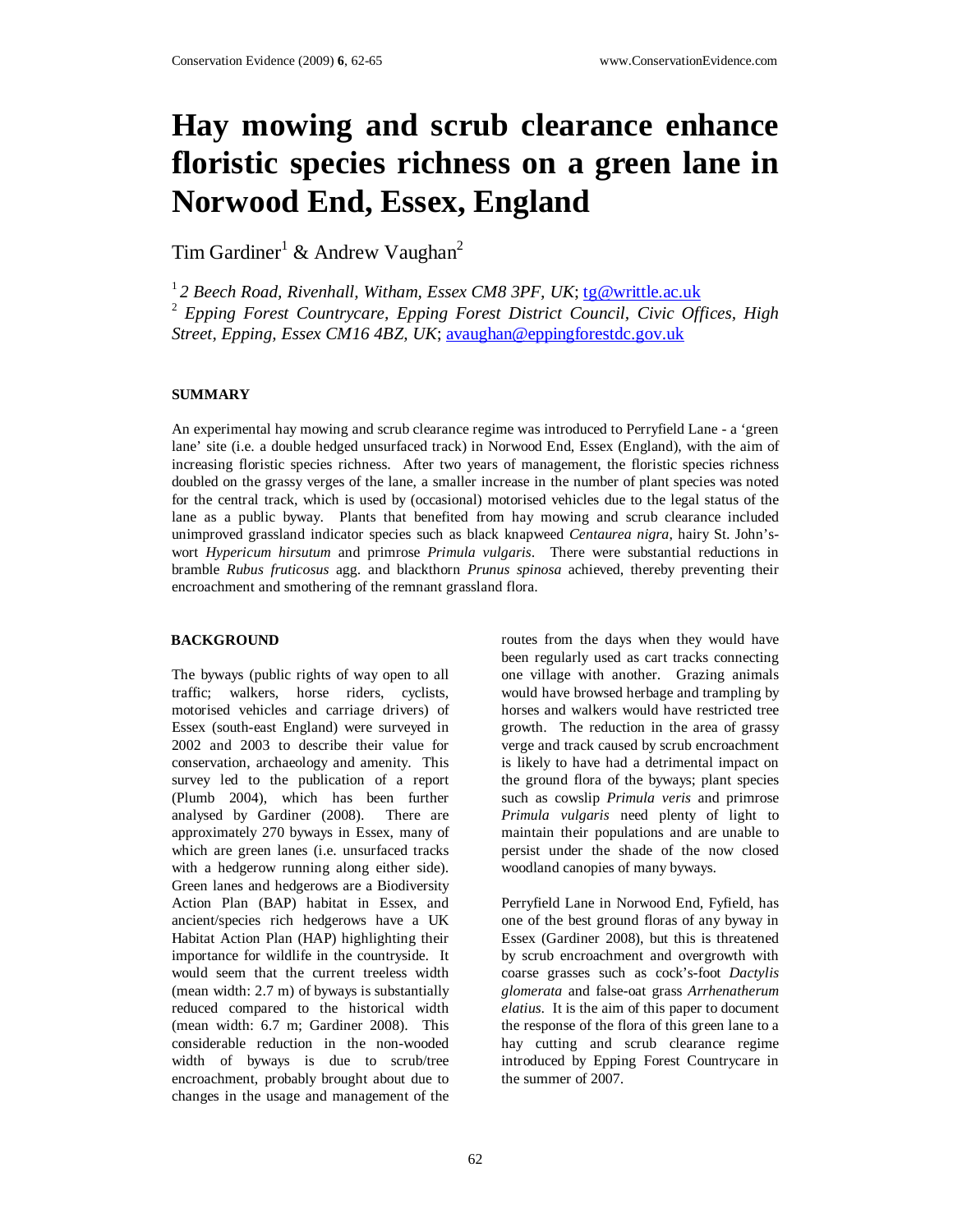# Hay mowing and scrub clearance enhance floristic species richness on a green lane in Norwood End, Essex, England

Tim Gardiner[1] & Andrew Vaughan[2]

[1] *2 Beech Road, Rivenhall, Witham, Essex CM8 3PF, UK*; tg@writtle.ac.uk
[2] *Epping Forest Countrycare, Epping Forest District Council, Civic Offices, High Street, Epping, Essex CM16 4BZ, UK*; avaughan@eppingforestdc.gov.uk

## SUMMARY

An experimental hay mowing and scrub clearance regime was introduced to Perryfield Lane - a 'green lane' site (i.e. a double hedged unsurfaced track) in Norwood End, Essex (England), with the aim of increasing floristic species richness. After two years of management, the floristic species richness doubled on the grassy verges of the lane, a smaller increase in the number of plant species was noted for the central track, which is used by (occasional) motorised vehicles due to the legal status of the lane as a public byway. Plants that benefited from hay mowing and scrub clearance included unimproved grassland indicator species such as black knapweed *Centaurea nigra*, hairy St. John's-wort *Hypericum hirsutum* and primrose *Primula vulgaris*. There were substantial reductions in bramble *Rubus fruticosus* agg. and blackthorn *Prunus spinosa* achieved, thereby preventing their encroachment and smothering of the remnant grassland flora.

## BACKGROUND

The byways (public rights of way open to all traffic; walkers, horse riders, cyclists, motorised vehicles and carriage drivers) of Essex (south-east England) were surveyed in 2002 and 2003 to describe their value for conservation, archaeology and amenity. This survey led to the publication of a report (Plumb 2004), which has been further analysed by Gardiner (2008). There are approximately 270 byways in Essex, many of which are green lanes (i.e. unsurfaced tracks with a hedgerow running along either side). Green lanes and hedgerows are a Biodiversity Action Plan (BAP) habitat in Essex, and ancient/species rich hedgerows have a UK Habitat Action Plan (HAP) highlighting their importance for wildlife in the countryside. It would seem that the current treeless width (mean width: 2.7 m) of byways is substantially reduced compared to the historical width (mean width: 6.7 m; Gardiner 2008). This considerable reduction in the non-wooded width of byways is due to scrub/tree encroachment, probably brought about due to changes in the usage and management of the routes from the days when they would have been regularly used as cart tracks connecting one village with another. Grazing animals would have browsed herbage and trampling by horses and walkers would have restricted tree growth. The reduction in the area of grassy verge and track caused by scrub encroachment is likely to have had a detrimental impact on the ground flora of the byways; plant species such as cowslip *Primula veris* and primrose *Primula vulgaris* need plenty of light to maintain their populations and are unable to persist under the shade of the now closed woodland canopies of many byways.

Perryfield Lane in Norwood End, Fyfield, has one of the best ground floras of any byway in Essex (Gardiner 2008), but this is threatened by scrub encroachment and overgrowth with coarse grasses such as cock's-foot *Dactylis glomerata* and false-oat grass *Arrhenatherum elatius*. It is the aim of this paper to document the response of the flora of this green lane to a hay cutting and scrub clearance regime introduced by Epping Forest Countrycare in the summer of 2007.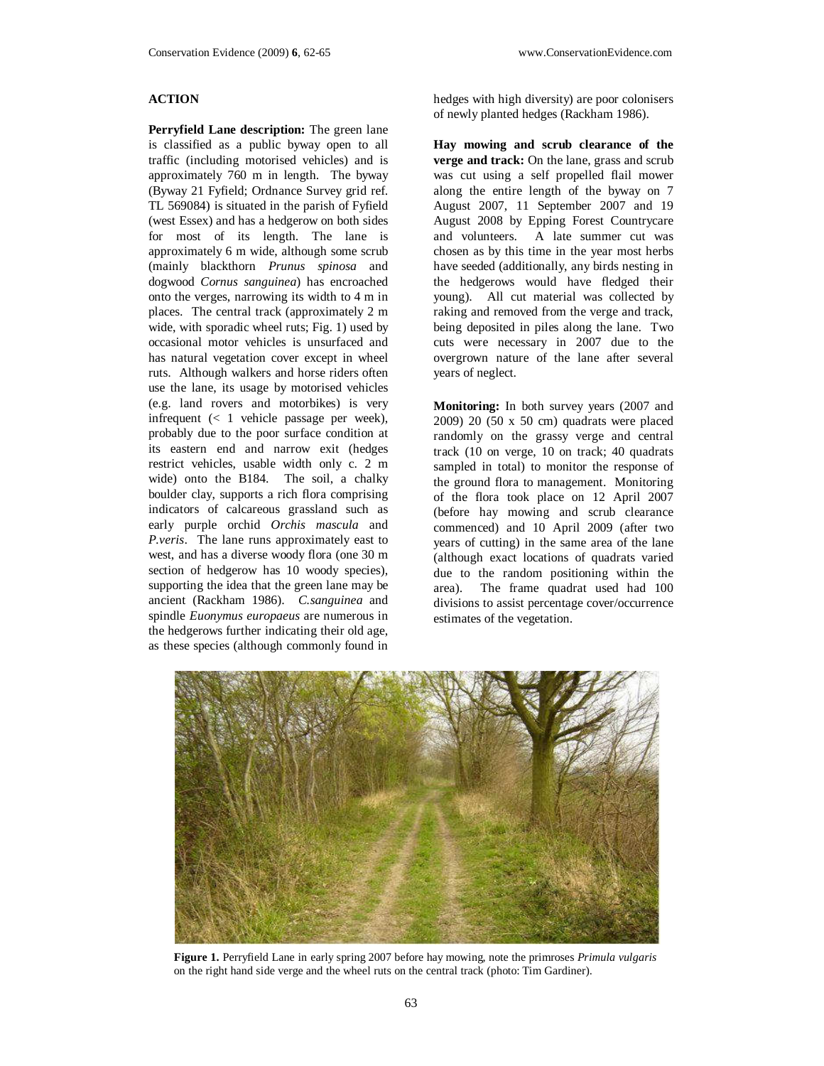## ACTION

**Perryfield Lane description:** The green lane is classified as a public byway open to all traffic (including motorised vehicles) and is approximately 760 m in length. The byway (Byway 21 Fyfield; Ordnance Survey grid ref. TL 569084) is situated in the parish of Fyfield (west Essex) and has a hedgerow on both sides for most of its length. The lane is approximately 6 m wide, although some scrub (mainly blackthorn *Prunus spinosa* and dogwood *Cornus sanguinea*) has encroached onto the verges, narrowing its width to 4 m in places. The central track (approximately 2 m wide, with sporadic wheel ruts; Fig. 1) used by occasional motor vehicles is unsurfaced and has natural vegetation cover except in wheel ruts. Although walkers and horse riders often use the lane, its usage by motorised vehicles (e.g. land rovers and motorbikes) is very infrequent (< 1 vehicle passage per week), probably due to the poor surface condition at its eastern end and narrow exit (hedges restrict vehicles, usable width only c. 2 m wide) onto the B184. The soil, a chalky boulder clay, supports a rich flora comprising indicators of calcareous grassland such as early purple orchid *Orchis mascula* and *P.veris*. The lane runs approximately east to west, and has a diverse woody flora (one 30 m section of hedgerow has 10 woody species), supporting the idea that the green lane may be ancient (Rackham 1986). *C.sanguinea* and spindle *Euonymus europaeus* are numerous in the hedgerows further indicating their old age, as these species (although commonly found in hedges with high diversity) are poor colonisers of newly planted hedges (Rackham 1986).

**Hay mowing and scrub clearance of the verge and track:** On the lane, grass and scrub was cut using a self propelled flail mower along the entire length of the byway on 7 August 2007, 11 September 2007 and 19 August 2008 by Epping Forest Countrycare and volunteers. A late summer cut was chosen as by this time in the year most herbs have seeded (additionally, any birds nesting in the hedgerows would have fledged their young). All cut material was collected by raking and removed from the verge and track, being deposited in piles along the lane. Two cuts were necessary in 2007 due to the overgrown nature of the lane after several years of neglect.

**Monitoring:** In both survey years (2007 and 2009) 20 (50 x 50 cm) quadrats were placed randomly on the grassy verge and central track (10 on verge, 10 on track; 40 quadrats sampled in total) to monitor the response of the ground flora to management. Monitoring of the flora took place on 12 April 2007 (before hay mowing and scrub clearance commenced) and 10 April 2009 (after two years of cutting) in the same area of the lane (although exact locations of quadrats varied due to the random positioning within the area). The frame quadrat used had 100 divisions to assist percentage cover/occurrence estimates of the vegetation.

**Figure 1.** Perryfield Lane in early spring 2007 before hay mowing, note the primroses *Primula vulgaris* on the right hand side verge and the wheel ruts on the central track (photo: Tim Gardiner).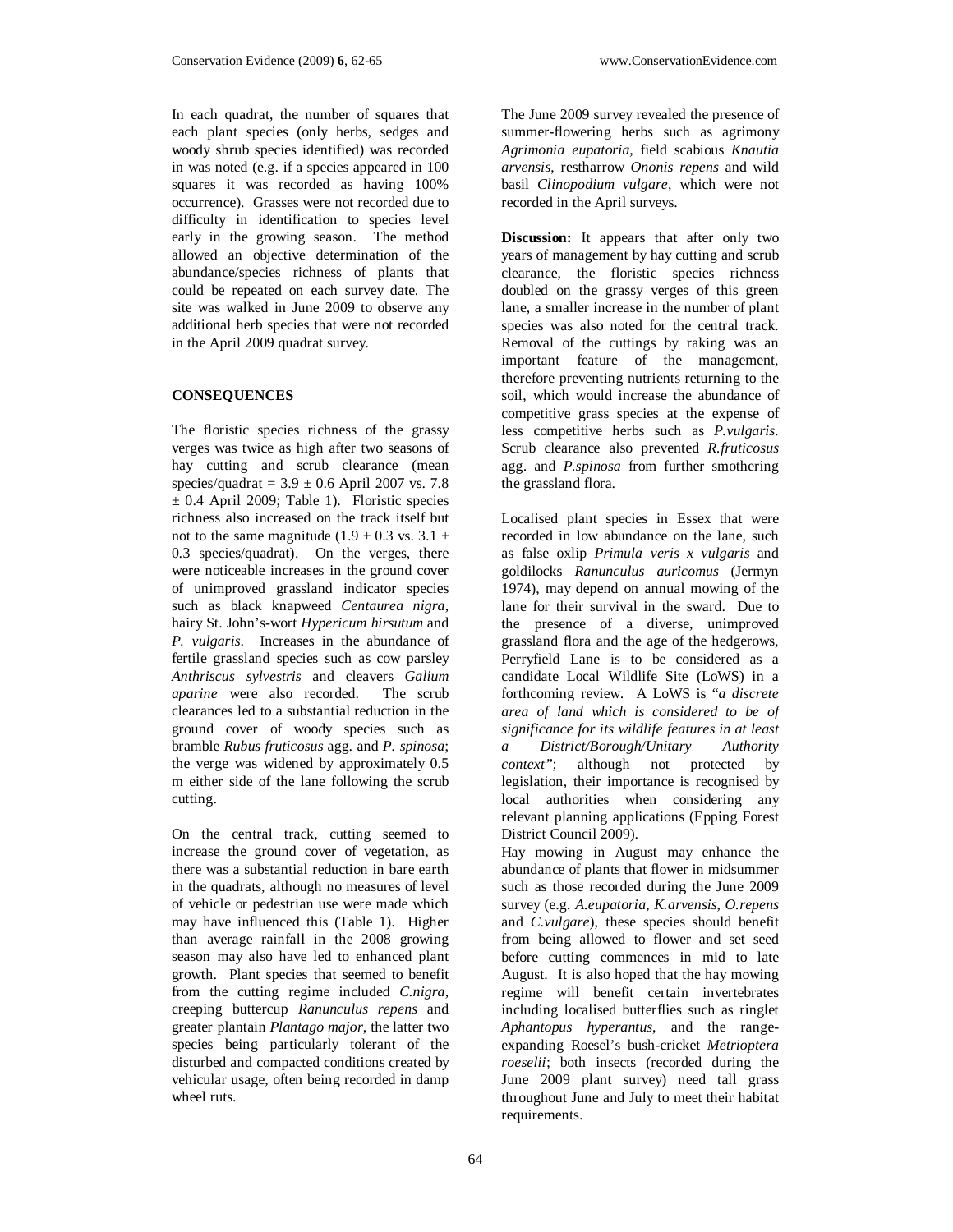In each quadrat, the number of squares that each plant species (only herbs, sedges and woody shrub species identified) was recorded in was noted (e.g. if a species appeared in 100 squares it was recorded as having 100% occurrence). Grasses were not recorded due to difficulty in identification to species level early in the growing season. The method allowed an objective determination of the abundance/species richness of plants that could be repeated on each survey date. The site was walked in June 2009 to observe any additional herb species that were not recorded in the April 2009 quadrat survey.

## CONSEQUENCES

The floristic species richness of the grassy verges was twice as high after two seasons of hay cutting and scrub clearance (mean species/quadrat = $3.9 \pm 0.6$ April 2007 vs. $7.8 \pm 0.4$ April 2009; Table 1). Floristic species richness also increased on the track itself but not to the same magnitude ($1.9 \pm 0.3$ vs. $3.1 \pm 0.3$ species/quadrat). On the verges, there were noticeable increases in the ground cover of unimproved grassland indicator species such as black knapweed *Centaurea nigra*, hairy St. John's-wort *Hypericum hirsutum* and *P. vulgaris*. Increases in the abundance of fertile grassland species such as cow parsley *Anthriscus sylvestris* and cleavers *Galium aparine* were also recorded. The scrub clearances led to a substantial reduction in the ground cover of woody species such as bramble *Rubus fruticosus* agg. and *P. spinosa*; the verge was widened by approximately 0.5 m either side of the lane following the scrub cutting.

On the central track, cutting seemed to increase the ground cover of vegetation, as there was a substantial reduction in bare earth in the quadrats, although no measures of level of vehicle or pedestrian use were made which may have influenced this (Table 1). Higher than average rainfall in the 2008 growing season may also have led to enhanced plant growth. Plant species that seemed to benefit from the cutting regime included *C.nigra*, creeping buttercup *Ranunculus repens* and greater plantain *Plantago major*, the latter two species being particularly tolerant of the disturbed and compacted conditions created by vehicular usage, often being recorded in damp wheel ruts.

The June 2009 survey revealed the presence of summer-flowering herbs such as agrimony *Agrimonia eupatoria*, field scabious *Knautia arvensis*, restharrow *Ononis repens* and wild basil *Clinopodium vulgare*, which were not recorded in the April surveys.

**Discussion:** It appears that after only two years of management by hay cutting and scrub clearance, the floristic species richness doubled on the grassy verges of this green lane, a smaller increase in the number of plant species was also noted for the central track. Removal of the cuttings by raking was an important feature of the management, therefore preventing nutrients returning to the soil, which would increase the abundance of competitive grass species at the expense of less competitive herbs such as *P.vulgaris*. Scrub clearance also prevented *R.fruticosus* agg. and *P.spinosa* from further smothering the grassland flora.

Localised plant species in Essex that were recorded in low abundance on the lane, such as false oxlip *Primula veris x vulgaris* and goldilocks *Ranunculus auricomus* (Jermyn 1974), may depend on annual mowing of the lane for their survival in the sward. Due to the presence of a diverse, unimproved grassland flora and the age of the hedgerows, Perryfield Lane is to be considered as a candidate Local Wildlife Site (LoWS) in a forthcoming review. A LoWS is "*a discrete area of land which is considered to be of significance for its wildlife features in at least a District/Borough/Unitary Authority context*"; although not protected by legislation, their importance is recognised by local authorities when considering any relevant planning applications (Epping Forest District Council 2009).

Hay mowing in August may enhance the abundance of plants that flower in midsummer such as those recorded during the June 2009 survey (e.g. *A.eupatoria*, *K.arvensis*, *O.repens* and *C.vulgare*), these species should benefit from being allowed to flower and set seed before cutting commences in mid to late August. It is also hoped that the hay mowing regime will benefit certain invertebrates including localised butterflies such as ringlet *Aphantopus hyperantus*, and the range-expanding Roesel's bush-cricket *Metrioptera roeselii*; both insects (recorded during the June 2009 plant survey) need tall grass throughout June and July to meet their habitat requirements.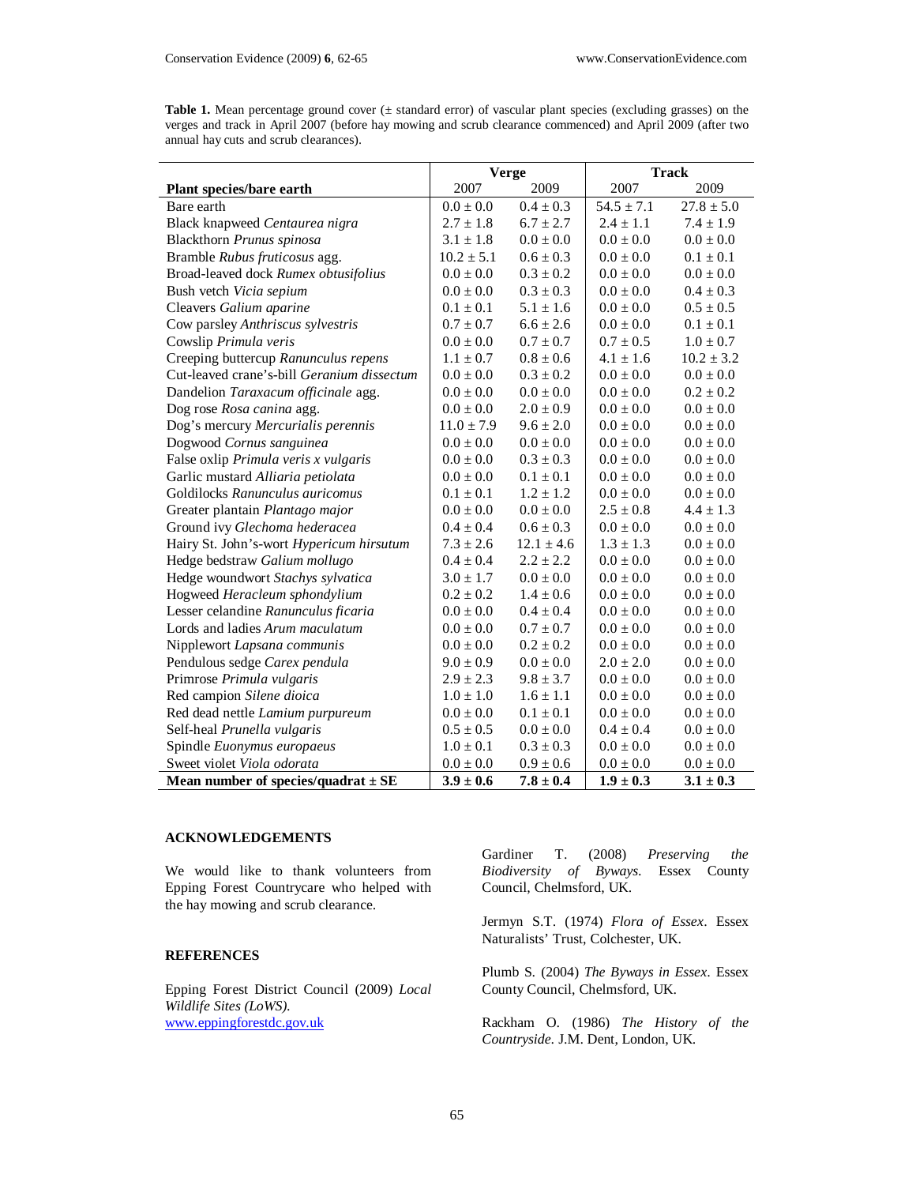**Table 1.** Mean percentage ground cover (± standard error) of vascular plant species (excluding grasses) on the verges and track in April 2007 (before hay mowing and scrub clearance commenced) and April 2009 (after two annual hay cuts and scrub clearances).

| | Verge | | Track | |
|---|---|---|---|---|
| **Plant species/bare earth** | 2007 | 2009 | 2007 | 2009 |
| Bare earth | 0.0 ± 0.0 | 0.4 ± 0.3 | 54.5 ± 7.1 | 27.8 ± 5.0 |
| Black knapweed *Centaurea nigra* | 2.7 ± 1.8 | 6.7 ± 2.7 | 2.4 ± 1.1 | 7.4 ± 1.9 |
| Blackthorn *Prunus spinosa* | 3.1 ± 1.8 | 0.0 ± 0.0 | 0.0 ± 0.0 | 0.0 ± 0.0 |
| Bramble *Rubus fruticosus* agg. | 10.2 ± 5.1 | 0.6 ± 0.3 | 0.0 ± 0.0 | 0.1 ± 0.1 |
| Broad-leaved dock *Rumex obtusifolius* | 0.0 ± 0.0 | 0.3 ± 0.2 | 0.0 ± 0.0 | 0.0 ± 0.0 |
| Bush vetch *Vicia sepium* | 0.0 ± 0.0 | 0.3 ± 0.3 | 0.0 ± 0.0 | 0.4 ± 0.3 |
| Cleavers *Galium aparine* | 0.1 ± 0.1 | 5.1 ± 1.6 | 0.0 ± 0.0 | 0.5 ± 0.5 |
| Cow parsley *Anthriscus sylvestris* | 0.7 ± 0.7 | 6.6 ± 2.6 | 0.0 ± 0.0 | 0.1 ± 0.1 |
| Cowslip *Primula veris* | 0.0 ± 0.0 | 0.7 ± 0.7 | 0.7 ± 0.5 | 1.0 ± 0.7 |
| Creeping buttercup *Ranunculus repens* | 1.1 ± 0.7 | 0.8 ± 0.6 | 4.1 ± 1.6 | 10.2 ± 3.2 |
| Cut-leaved crane's-bill *Geranium dissectum* | 0.0 ± 0.0 | 0.3 ± 0.2 | 0.0 ± 0.0 | 0.0 ± 0.0 |
| Dandelion *Taraxacum officinale* agg. | 0.0 ± 0.0 | 0.0 ± 0.0 | 0.0 ± 0.0 | 0.2 ± 0.2 |
| Dog rose *Rosa canina* agg. | 0.0 ± 0.0 | 2.0 ± 0.9 | 0.0 ± 0.0 | 0.0 ± 0.0 |
| Dog's mercury *Mercurialis perennis* | 11.0 ± 7.9 | 9.6 ± 2.0 | 0.0 ± 0.0 | 0.0 ± 0.0 |
| Dogwood *Cornus sanguinea* | 0.0 ± 0.0 | 0.0 ± 0.0 | 0.0 ± 0.0 | 0.0 ± 0.0 |
| False oxlip *Primula veris x vulgaris* | 0.0 ± 0.0 | 0.3 ± 0.3 | 0.0 ± 0.0 | 0.0 ± 0.0 |
| Garlic mustard *Alliaria petiolata* | 0.0 ± 0.0 | 0.1 ± 0.1 | 0.0 ± 0.0 | 0.0 ± 0.0 |
| Goldilocks *Ranunculus auricomus* | 0.1 ± 0.1 | 1.2 ± 1.2 | 0.0 ± 0.0 | 0.0 ± 0.0 |
| Greater plantain *Plantago major* | 0.0 ± 0.0 | 0.0 ± 0.0 | 2.5 ± 0.8 | 4.4 ± 1.3 |
| Ground ivy *Glechoma hederacea* | 0.4 ± 0.4 | 0.6 ± 0.3 | 0.0 ± 0.0 | 0.0 ± 0.0 |
| Hairy St. John's-wort *Hypericum hirsutum* | 7.3 ± 2.6 | 12.1 ± 4.6 | 1.3 ± 1.3 | 0.0 ± 0.0 |
| Hedge bedstraw *Galium mollugo* | 0.4 ± 0.4 | 2.2 ± 2.2 | 0.0 ± 0.0 | 0.0 ± 0.0 |
| Hedge woundwort *Stachys sylvatica* | 3.0 ± 1.7 | 0.0 ± 0.0 | 0.0 ± 0.0 | 0.0 ± 0.0 |
| Hogweed *Heracleum sphondylium* | 0.2 ± 0.2 | 1.4 ± 0.6 | 0.0 ± 0.0 | 0.0 ± 0.0 |
| Lesser celandine *Ranunculus ficaria* | 0.0 ± 0.0 | 0.4 ± 0.4 | 0.0 ± 0.0 | 0.0 ± 0.0 |
| Lords and ladies *Arum maculatum* | 0.0 ± 0.0 | 0.7 ± 0.7 | 0.0 ± 0.0 | 0.0 ± 0.0 |
| Nipplewort *Lapsana communis* | 0.0 ± 0.0 | 0.2 ± 0.2 | 0.0 ± 0.0 | 0.0 ± 0.0 |
| Pendulous sedge *Carex pendula* | 9.0 ± 0.9 | 0.0 ± 0.0 | 2.0 ± 2.0 | 0.0 ± 0.0 |
| Primrose *Primula vulgaris* | 2.9 ± 2.3 | 9.8 ± 3.7 | 0.0 ± 0.0 | 0.0 ± 0.0 |
| Red campion *Silene dioica* | 1.0 ± 1.0 | 1.6 ± 1.1 | 0.0 ± 0.0 | 0.0 ± 0.0 |
| Red dead nettle *Lamium purpureum* | 0.0 ± 0.0 | 0.1 ± 0.1 | 0.0 ± 0.0 | 0.0 ± 0.0 |
| Self-heal *Prunella vulgaris* | 0.5 ± 0.5 | 0.0 ± 0.0 | 0.4 ± 0.4 | 0.0 ± 0.0 |
| Spindle *Euonymus europaeus* | 1.0 ± 0.1 | 0.3 ± 0.3 | 0.0 ± 0.0 | 0.0 ± 0.0 |
| Sweet violet *Viola odorata* | 0.0 ± 0.0 | 0.9 ± 0.6 | 0.0 ± 0.0 | 0.0 ± 0.0 |
| **Mean number of species/quadrat ± SE** | **3.9 ± 0.6** | **7.8 ± 0.4** | **1.9 ± 0.3** | **3.1 ± 0.3** |

## ACKNOWLEDGEMENTS

We would like to thank volunteers from Epping Forest Countrycare who helped with the hay mowing and scrub clearance.

## REFERENCES

Epping Forest District Council (2009) *Local Wildlife Sites (LoWS)*. www.eppingforestdc.gov.uk

Gardiner T. (2008) *Preserving the Biodiversity of Byways*. Essex County Council, Chelmsford, UK.

Jermyn S.T. (1974) *Flora of Essex*. Essex Naturalists' Trust, Colchester, UK.

Plumb S. (2004) *The Byways in Essex*. Essex County Council, Chelmsford, UK.

Rackham O. (1986) *The History of the Countryside*. J.M. Dent, London, UK.